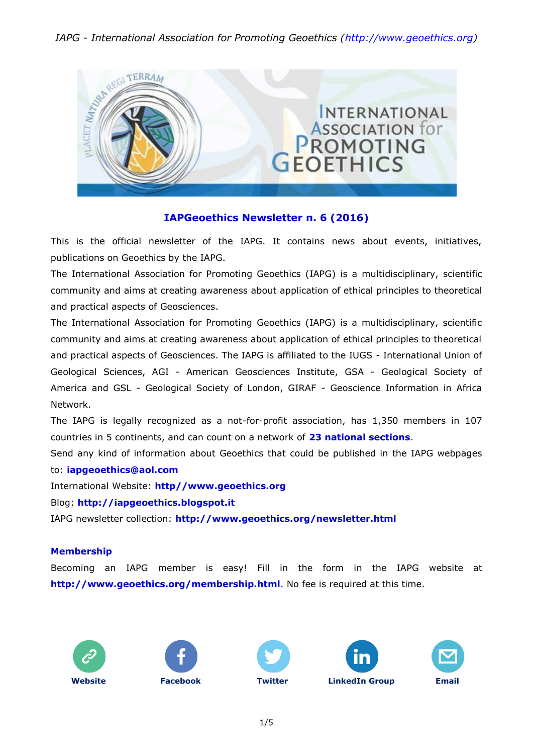*IAPG - International Association for Promoting Geoethics (http://www.geoethics.org)*

# IAPGeoethics Newsletter n. 6 (2016)

This is the official newsletter of the IAPG. It contains news about events, initiatives, publications on Geoethics by the IAPG.

The International Association for Promoting Geoethics (IAPG) is a multidisciplinary, scientific community and aims at creating awareness about application of ethical principles to theoretical and practical aspects of Geosciences.

The International Association for Promoting Geoethics (IAPG) is a multidisciplinary, scientific community and aims at creating awareness about application of ethical principles to theoretical and practical aspects of Geosciences. The IAPG is affiliated to the IUGS - International Union of Geological Sciences, AGI - American Geosciences Institute, GSA - Geological Society of America and GSL - Geological Society of London, GIRAF - Geoscience Information in Africa Network.

The IAPG is legally recognized as a not-for-profit association, has 1,350 members in 107 countries in 5 continents, and can count on a network of **23 national sections**.

Send any kind of information about Geoethics that could be published in the IAPG webpages to: **iapgeoethics@aol.com**

International Website: **http//www.geoethics.org**

Blog: **http://iapgeoethics.blogspot.it**

IAPG newsletter collection: **http://www.geoethics.org/newsletter.html**

## Membership

Becoming an IAPG member is easy! Fill in the form in the IAPG website at **http://www.geoethics.org/membership.html**. No fee is required at this time.

**Website** **Facebook** **Twitter** **LinkedIn Group** **Email**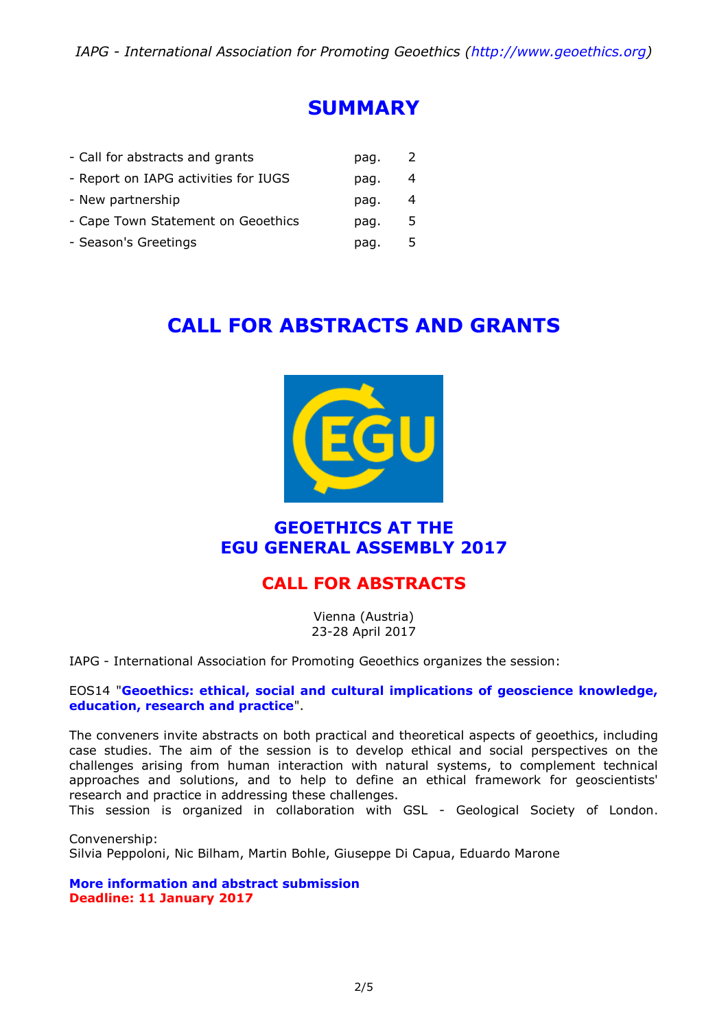# SUMMARY

| | | |
|---|---|---|
| - Call for abstracts and grants | pag. | 2 |
| - Report on IAPG activities for IUGS | pag. | 4 |
| - New partnership | pag. | 4 |
| - Cape Town Statement on Geoethics | pag. | 5 |
| - Season's Greetings | pag. | 5 |

# CALL FOR ABSTRACTS AND GRANTS

## GEOETHICS AT THE EGU GENERAL ASSEMBLY 2017

## CALL FOR ABSTRACTS

Vienna (Austria)
23-28 April 2017

IAPG - International Association for Promoting Geoethics organizes the session:

EOS14 "**Geoethics: ethical, social and cultural implications of geoscience knowledge, education, research and practice**".

The conveners invite abstracts on both practical and theoretical aspects of geoethics, including case studies. The aim of the session is to develop ethical and social perspectives on the challenges arising from human interaction with natural systems, to complement technical approaches and solutions, and to help to define an ethical framework for geoscientists' research and practice in addressing these challenges.
This session is organized in collaboration with GSL - Geological Society of London.

Convenership:
Silvia Peppoloni, Nic Bilham, Martin Bohle, Giuseppe Di Capua, Eduardo Marone

**More information and abstract submission**
**Deadline: 11 January 2017**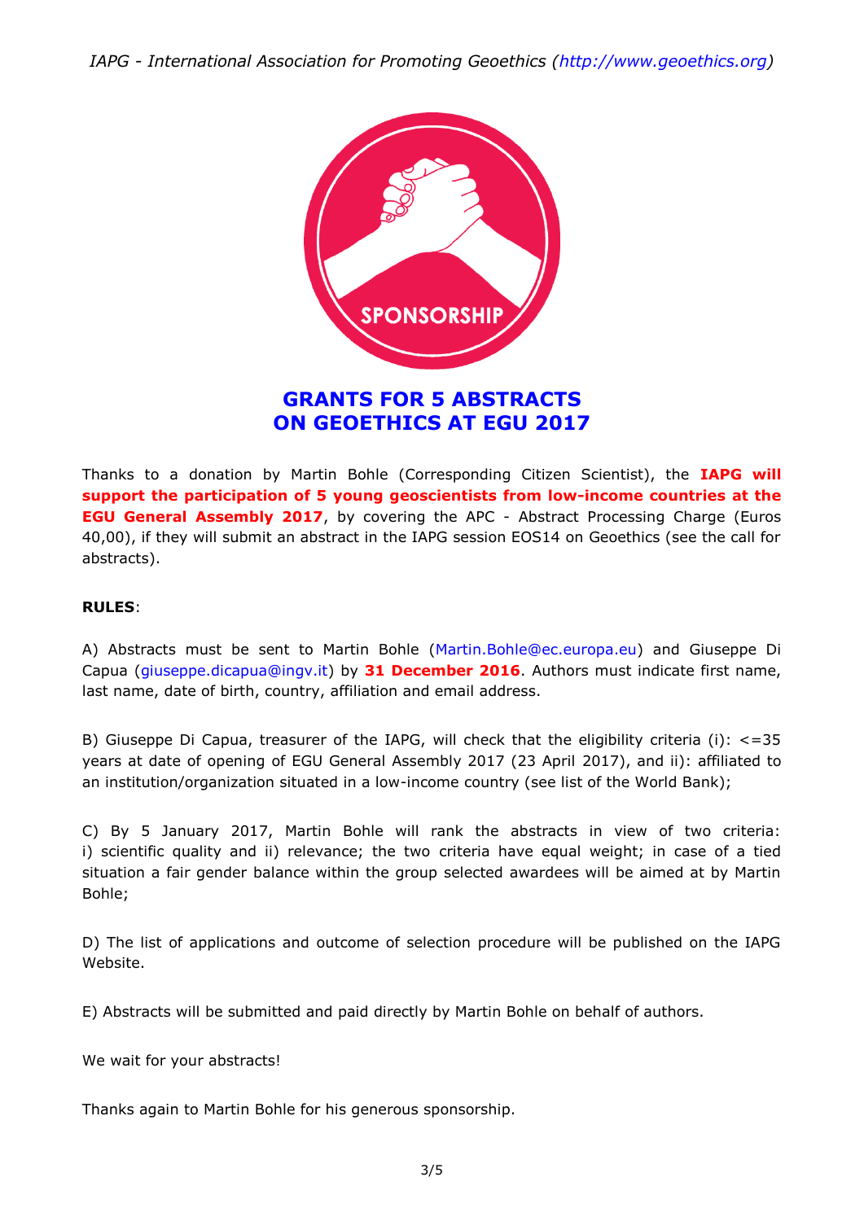# GRANTS FOR 5 ABSTRACTS ON GEOETHICS AT EGU 2017

Thanks to a donation by Martin Bohle (Corresponding Citizen Scientist), the **IAPG will support the participation of 5 young geoscientists from low-income countries at the EGU General Assembly 2017**, by covering the APC - Abstract Processing Charge (Euros 40,00), if they will submit an abstract in the IAPG session EOS14 on Geoethics (see the call for abstracts).

**RULES**:

A) Abstracts must be sent to Martin Bohle (Martin.Bohle@ec.europa.eu) and Giuseppe Di Capua (giuseppe.dicapua@ingv.it) by **31 December 2016**. Authors must indicate first name, last name, date of birth, country, affiliation and email address.

B) Giuseppe Di Capua, treasurer of the IAPG, will check that the eligibility criteria (i): <=35 years at date of opening of EGU General Assembly 2017 (23 April 2017), and ii): affiliated to an institution/organization situated in a low-income country (see list of the World Bank);

C) By 5 January 2017, Martin Bohle will rank the abstracts in view of two criteria: i) scientific quality and ii) relevance; the two criteria have equal weight; in case of a tied situation a fair gender balance within the group selected awardees will be aimed at by Martin Bohle;

D) The list of applications and outcome of selection procedure will be published on the IAPG Website.

E) Abstracts will be submitted and paid directly by Martin Bohle on behalf of authors.

We wait for your abstracts!

Thanks again to Martin Bohle for his generous sponsorship.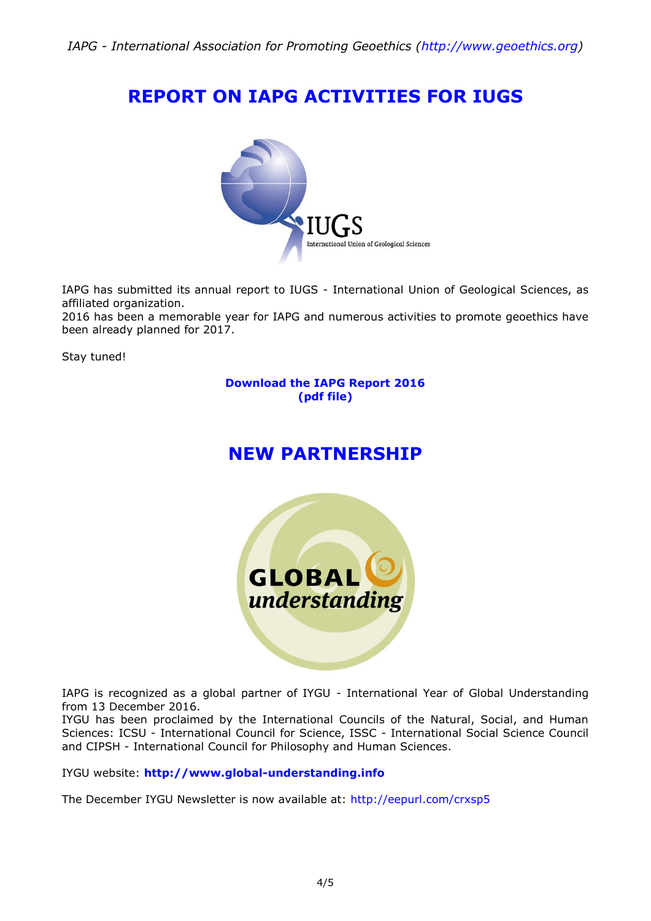## REPORT ON IAPG ACTIVITIES FOR IUGS

IAPG has submitted its annual report to IUGS - International Union of Geological Sciences, as affiliated organization.
2016 has been a memorable year for IAPG and numerous activities to promote geoethics have been already planned for 2017.

Stay tuned!

**Download the IAPG Report 2016 (pdf file)**

## NEW PARTNERSHIP

IAPG is recognized as a global partner of IYGU - International Year of Global Understanding from 13 December 2016.
IYGU has been proclaimed by the International Councils of the Natural, Social, and Human Sciences: ICSU - International Council for Science, ISSC - International Social Science Council and CIPSH - International Council for Philosophy and Human Sciences.

IYGU website: **http://www.global-understanding.info**

The December IYGU Newsletter is now available at: http://eepurl.com/crxsp5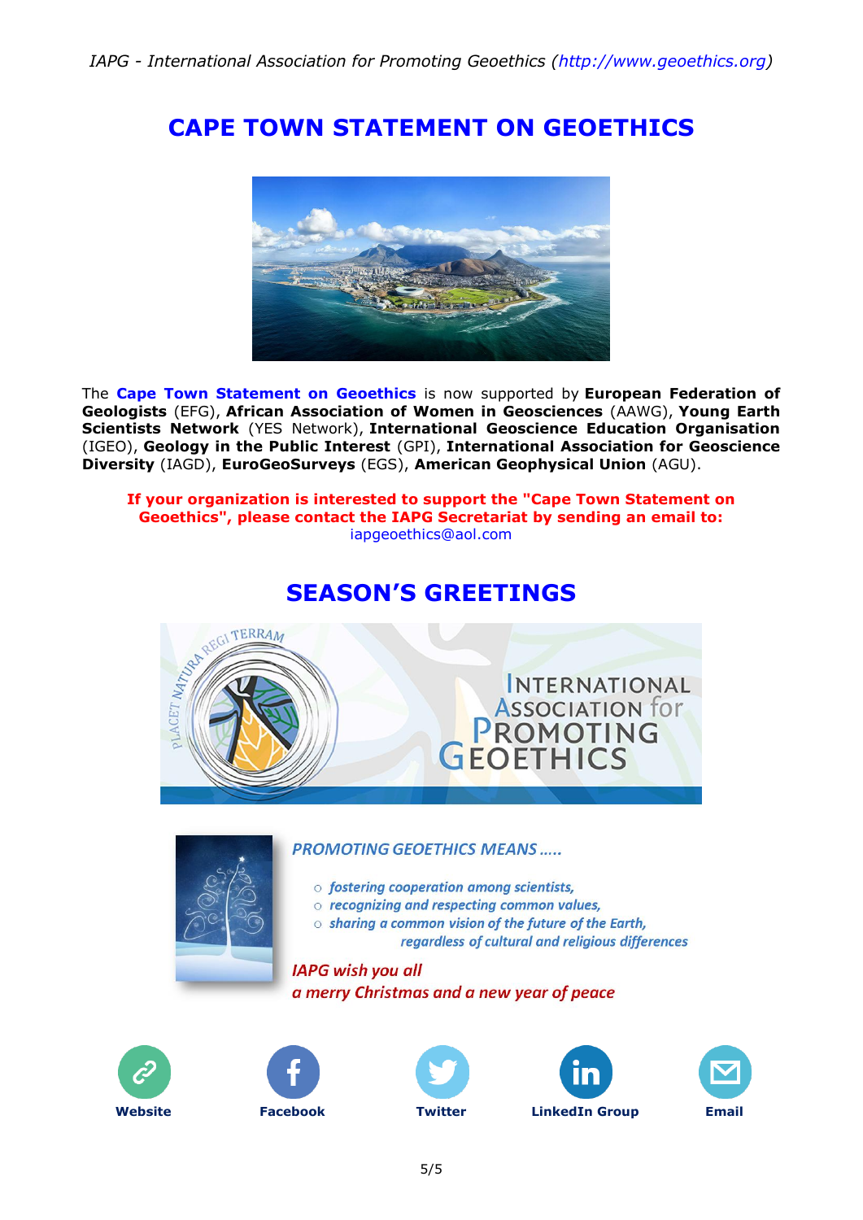# CAPE TOWN STATEMENT ON GEOETHICS

The **Cape Town Statement on Geoethics** is now supported by **European Federation of Geologists** (EFG), **African Association of Women in Geosciences** (AAWG), **Young Earth Scientists Network** (YES Network), **International Geoscience Education Organisation** (IGEO), **Geology in the Public Interest** (GPI), **International Association for Geoscience Diversity** (IAGD), **EuroGeoSurveys** (EGS), **American Geophysical Union** (AGU).

**If your organization is interested to support the "Cape Town Statement on Geoethics", please contact the IAPG Secretariat by sending an email to:** iapgeoethics@aol.com

# SEASON'S GREETINGS

*PROMOTING GEOETHICS MEANS .....*

- *fostering cooperation among scientists,*
- *recognizing and respecting common values,*
- *sharing a common vision of the future of the Earth, regardless of cultural and religious differences*

*IAPG wish you all*
*a merry Christmas and a new year of peace*

**Website** **Facebook** **Twitter** **LinkedIn Group** **Email**